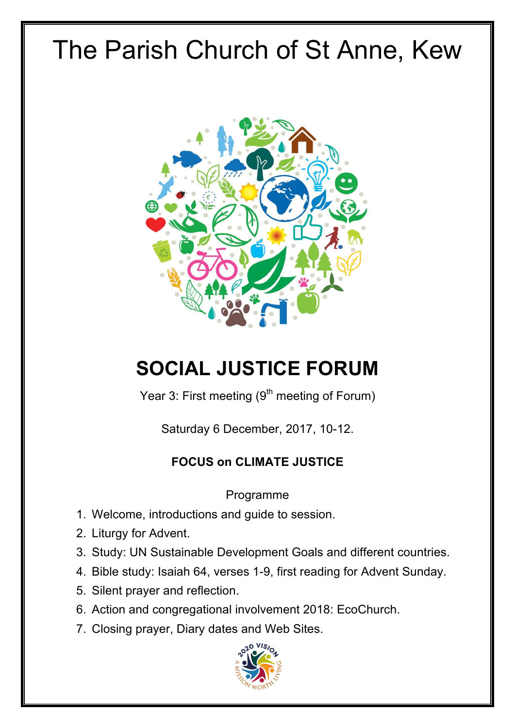# The Parish Church of St Anne, Kew

## SOCIAL JUSTICE FORUM

Year 3: First meeting (9th meeting of Forum)

Saturday 6 December, 2017, 10-12.

**FOCUS on CLIMATE JUSTICE**

Programme

1. Welcome, introductions and guide to session.
2. Liturgy for Advent.
3. Study: UN Sustainable Development Goals and different countries.
4. Bible study: Isaiah 64, verses 1-9, first reading for Advent Sunday.
5. Silent prayer and reflection.
6. Action and congregational involvement 2018: EcoChurch.
7. Closing prayer, Diary dates and Web Sites.

2020 VISION
A MISSION WORTH LIVING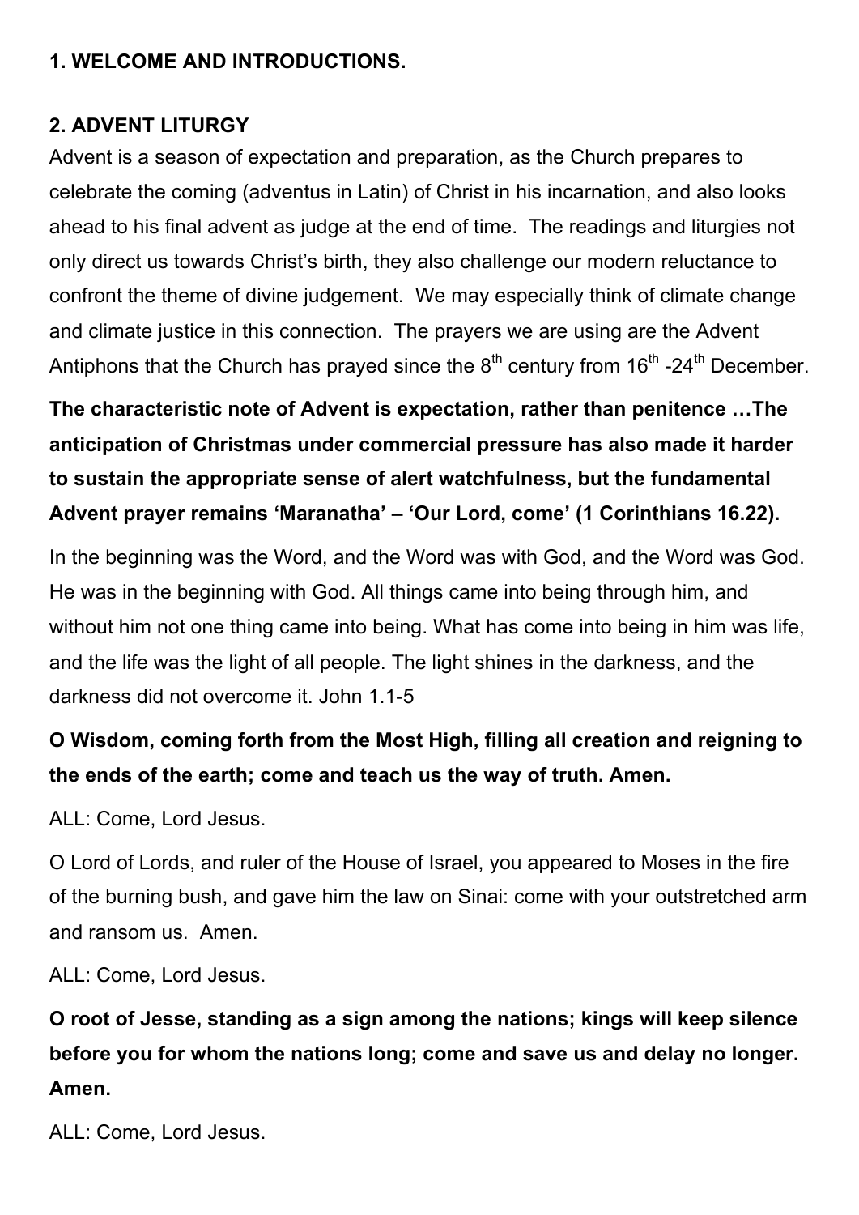**1. WELCOME AND INTRODUCTIONS.**

**2. ADVENT LITURGY**

Advent is a season of expectation and preparation, as the Church prepares to celebrate the coming (adventus in Latin) of Christ in his incarnation, and also looks ahead to his final advent as judge at the end of time. The readings and liturgies not only direct us towards Christ's birth, they also challenge our modern reluctance to confront the theme of divine judgement. We may especially think of climate change and climate justice in this connection. The prayers we are using are the Advent Antiphons that the Church has prayed since the 8th century from 16th -24th December.

**The characteristic note of Advent is expectation, rather than penitence …The anticipation of Christmas under commercial pressure has also made it harder to sustain the appropriate sense of alert watchfulness, but the fundamental Advent prayer remains 'Maranatha' – 'Our Lord, come' (1 Corinthians 16.22).**

In the beginning was the Word, and the Word was with God, and the Word was God. He was in the beginning with God. All things came into being through him, and without him not one thing came into being. What has come into being in him was life, and the life was the light of all people. The light shines in the darkness, and the darkness did not overcome it. John 1.1-5

**O Wisdom, coming forth from the Most High, filling all creation and reigning to the ends of the earth; come and teach us the way of truth. Amen.**

ALL: Come, Lord Jesus.

O Lord of Lords, and ruler of the House of Israel, you appeared to Moses in the fire of the burning bush, and gave him the law on Sinai: come with your outstretched arm and ransom us. Amen.

ALL: Come, Lord Jesus.

**O root of Jesse, standing as a sign among the nations; kings will keep silence before you for whom the nations long; come and save us and delay no longer. Amen.**

ALL: Come, Lord Jesus.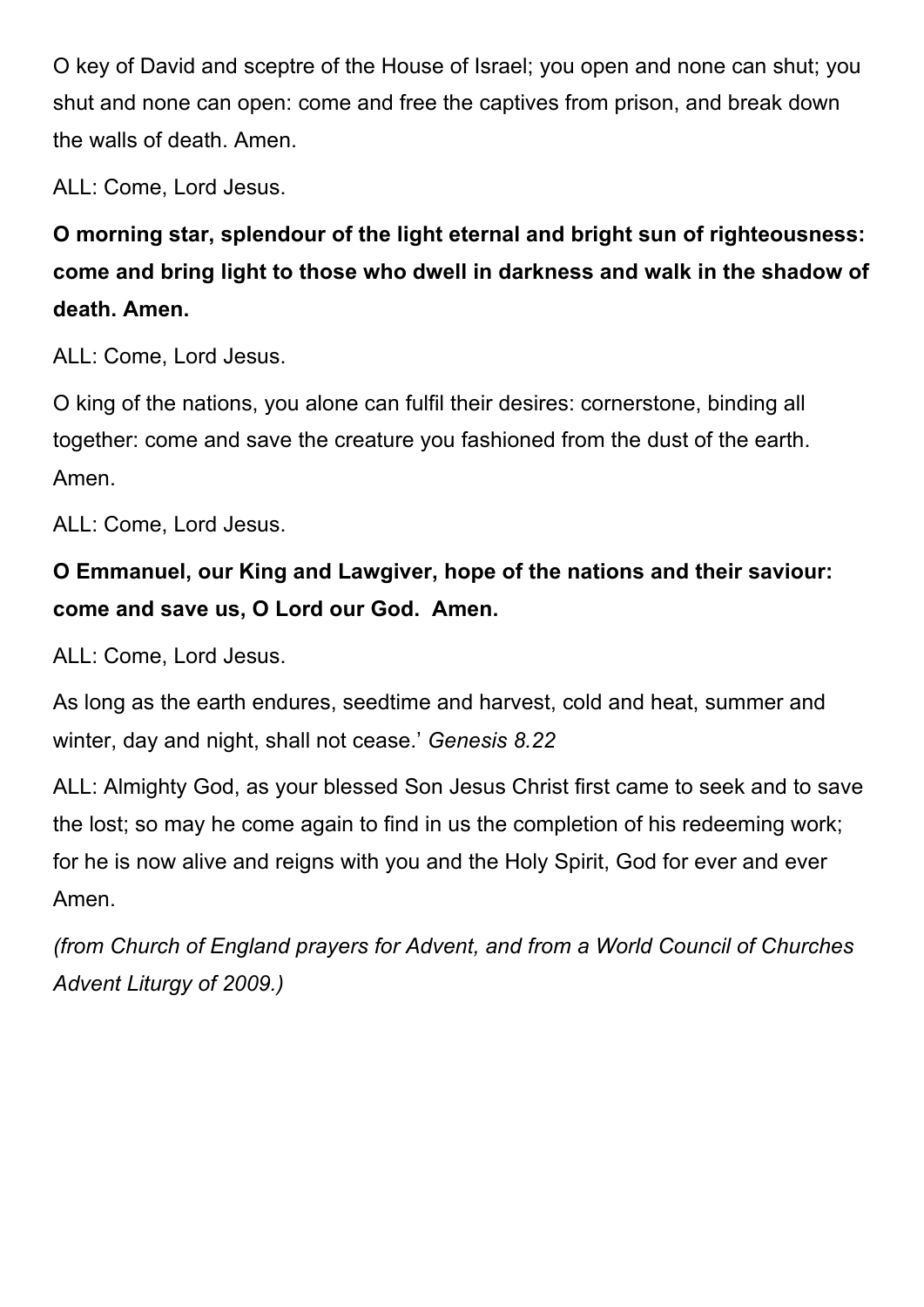O key of David and sceptre of the House of Israel; you open and none can shut; you shut and none can open: come and free the captives from prison, and break down the walls of death. Amen.

ALL: Come, Lord Jesus.

**O morning star, splendour of the light eternal and bright sun of righteousness: come and bring light to those who dwell in darkness and walk in the shadow of death. Amen.**

ALL: Come, Lord Jesus.

O king of the nations, you alone can fulfil their desires: cornerstone, binding all together: come and save the creature you fashioned from the dust of the earth. Amen.

ALL: Come, Lord Jesus.

**O Emmanuel, our King and Lawgiver, hope of the nations and their saviour: come and save us, O Lord our God. Amen.**

ALL: Come, Lord Jesus.

As long as the earth endures, seedtime and harvest, cold and heat, summer and winter, day and night, shall not cease.' *Genesis 8.22*

ALL: Almighty God, as your blessed Son Jesus Christ first came to seek and to save the lost; so may he come again to find in us the completion of his redeeming work; for he is now alive and reigns with you and the Holy Spirit, God for ever and ever Amen.

*(from Church of England prayers for Advent, and from a World Council of Churches Advent Liturgy of 2009.)*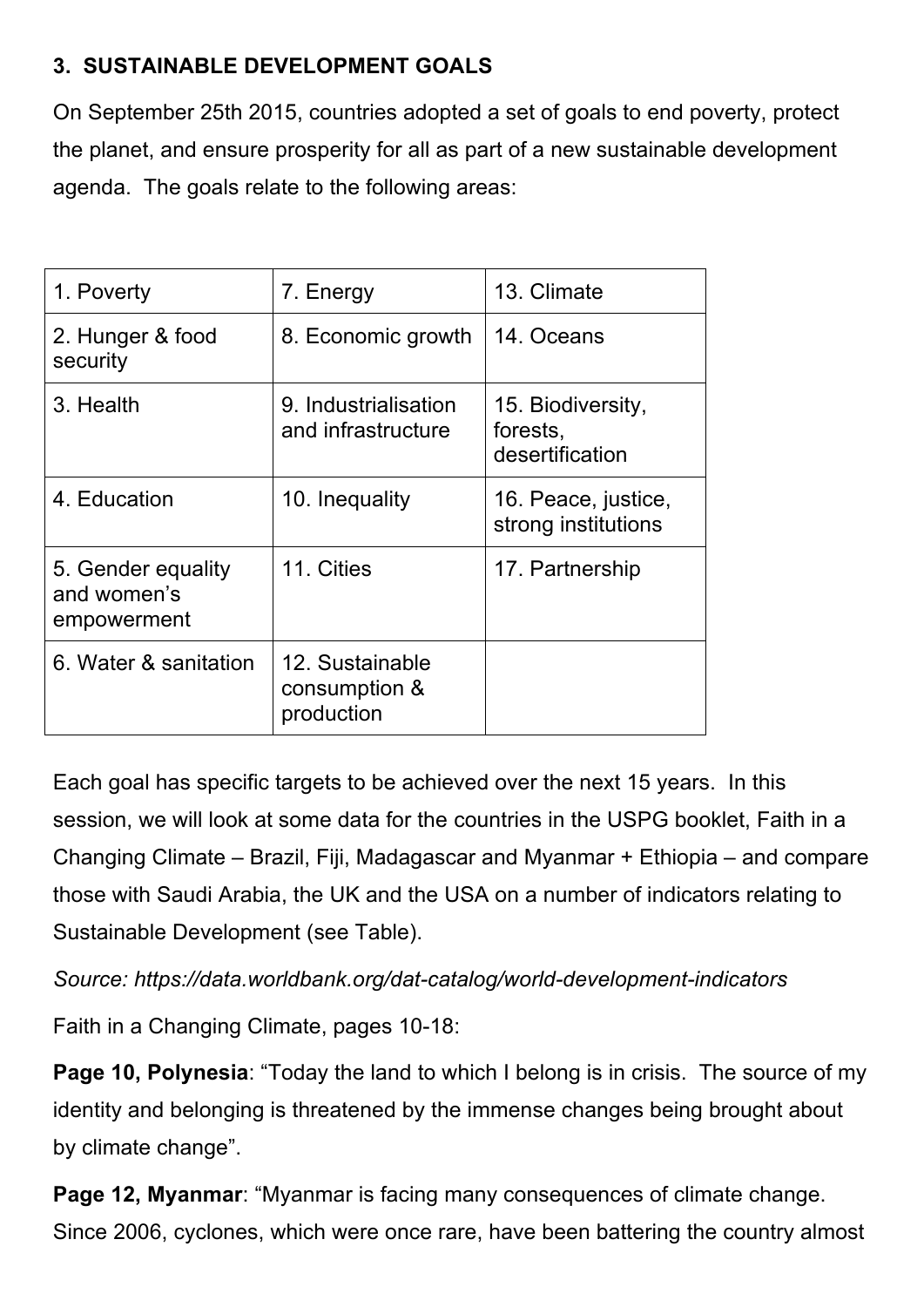### 3. SUSTAINABLE DEVELOPMENT GOALS

On September 25th 2015, countries adopted a set of goals to end poverty, protect the planet, and ensure prosperity for all as part of a new sustainable development agenda. The goals relate to the following areas:

| | | |
|---|---|---|
| 1. Poverty | 7. Energy | 13. Climate |
| 2. Hunger & food security | 8. Economic growth | 14. Oceans |
| 3. Health | 9. Industrialisation and infrastructure | 15. Biodiversity, forests, desertification |
| 4. Education | 10. Inequality | 16. Peace, justice, strong institutions |
| 5. Gender equality and women's empowerment | 11. Cities | 17. Partnership |
| 6. Water & sanitation | 12. Sustainable consumption & production | |

Each goal has specific targets to be achieved over the next 15 years. In this session, we will look at some data for the countries in the USPG booklet, Faith in a Changing Climate – Brazil, Fiji, Madagascar and Myanmar + Ethiopia – and compare those with Saudi Arabia, the UK and the USA on a number of indicators relating to Sustainable Development (see Table).

*Source: https://data.worldbank.org/dat-catalog/world-development-indicators*

Faith in a Changing Climate, pages 10-18:

**Page 10, Polynesia**: "Today the land to which I belong is in crisis. The source of my identity and belonging is threatened by the immense changes being brought about by climate change".

**Page 12, Myanmar**: "Myanmar is facing many consequences of climate change. Since 2006, cyclones, which were once rare, have been battering the country almost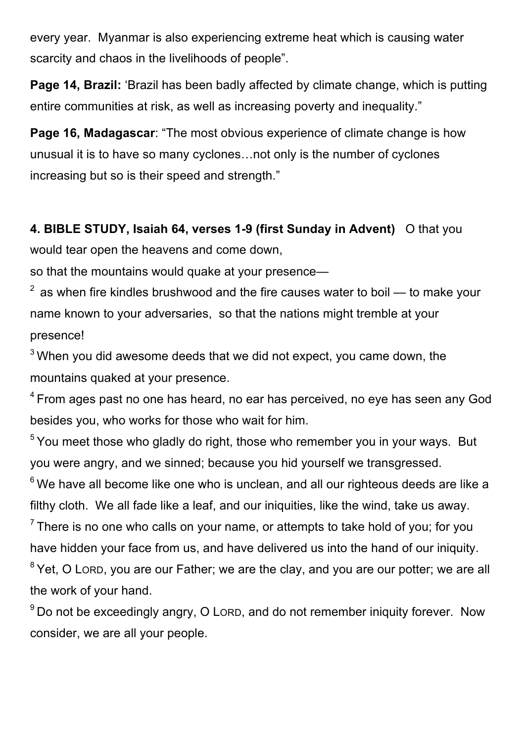every year. Myanmar is also experiencing extreme heat which is causing water scarcity and chaos in the livelihoods of people".

**Page 14, Brazil:** 'Brazil has been badly affected by climate change, which is putting entire communities at risk, as well as increasing poverty and inequality."

**Page 16, Madagascar**: "The most obvious experience of climate change is how unusual it is to have so many cyclones…not only is the number of cyclones increasing but so is their speed and strength."

**4. BIBLE STUDY, Isaiah 64, verses 1-9 (first Sunday in Advent)** O that you would tear open the heavens and come down,

so that the mountains would quake at your presence—

[2] as when fire kindles brushwood and the fire causes water to boil — to make your name known to your adversaries, so that the nations might tremble at your presence!

[3] When you did awesome deeds that we did not expect, you came down, the mountains quaked at your presence.

[4] From ages past no one has heard, no ear has perceived, no eye has seen any God besides you, who works for those who wait for him.

[5] You meet those who gladly do right, those who remember you in your ways. But you were angry, and we sinned; because you hid yourself we transgressed.

[6] We have all become like one who is unclean, and all our righteous deeds are like a filthy cloth. We all fade like a leaf, and our iniquities, like the wind, take us away.

[7] There is no one who calls on your name, or attempts to take hold of you; for you have hidden your face from us, and have delivered us into the hand of our iniquity.

[8] Yet, O LORD, you are our Father; we are the clay, and you are our potter; we are all the work of your hand.

[9] Do not be exceedingly angry, O LORD, and do not remember iniquity forever. Now consider, we are all your people.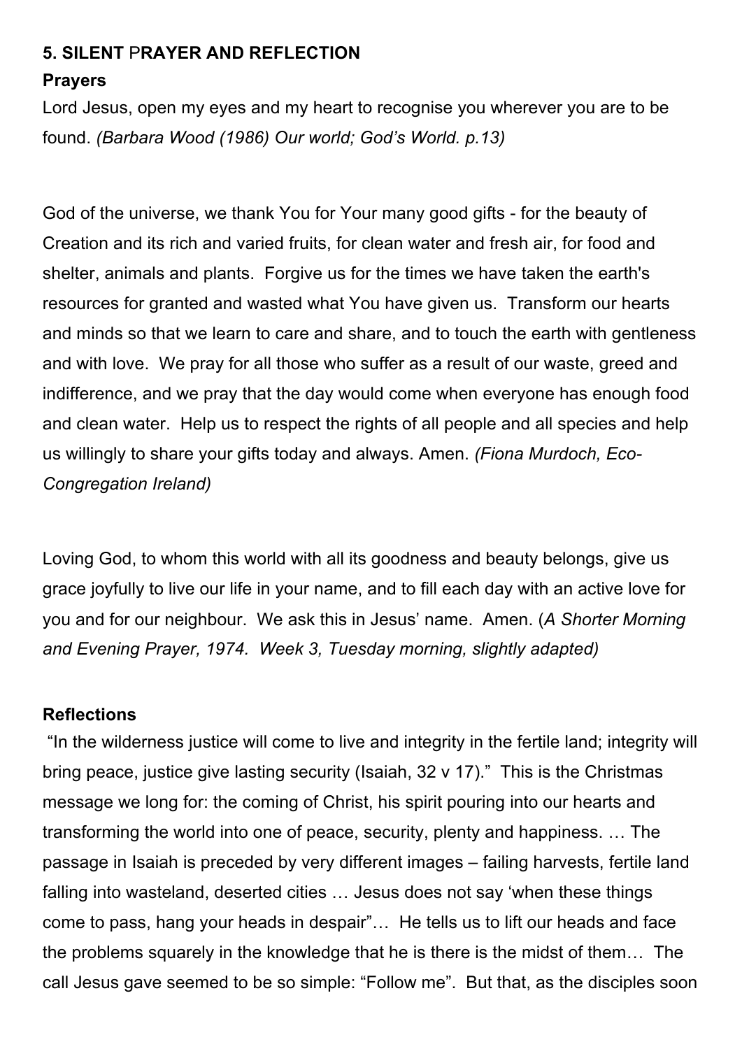## 5. SILENT PRAYER AND REFLECTION

**Prayers**

Lord Jesus, open my eyes and my heart to recognise you wherever you are to be found. *(Barbara Wood (1986) Our world; God's World. p.13)*

God of the universe, we thank You for Your many good gifts - for the beauty of Creation and its rich and varied fruits, for clean water and fresh air, for food and shelter, animals and plants. Forgive us for the times we have taken the earth's resources for granted and wasted what You have given us. Transform our hearts and minds so that we learn to care and share, and to touch the earth with gentleness and with love. We pray for all those who suffer as a result of our waste, greed and indifference, and we pray that the day would come when everyone has enough food and clean water. Help us to respect the rights of all people and all species and help us willingly to share your gifts today and always. Amen. *(Fiona Murdoch, Eco-Congregation Ireland)*

Loving God, to whom this world with all its goodness and beauty belongs, give us grace joyfully to live our life in your name, and to fill each day with an active love for you and for our neighbour. We ask this in Jesus' name. Amen. (*A Shorter Morning and Evening Prayer, 1974. Week 3, Tuesday morning, slightly adapted)*

**Reflections**

"In the wilderness justice will come to live and integrity in the fertile land; integrity will bring peace, justice give lasting security (Isaiah, 32 v 17)." This is the Christmas message we long for: the coming of Christ, his spirit pouring into our hearts and transforming the world into one of peace, security, plenty and happiness. … The passage in Isaiah is preceded by very different images – failing harvests, fertile land falling into wasteland, deserted cities … Jesus does not say 'when these things come to pass, hang your heads in despair"… He tells us to lift our heads and face the problems squarely in the knowledge that he is there is the midst of them… The call Jesus gave seemed to be so simple: "Follow me". But that, as the disciples soon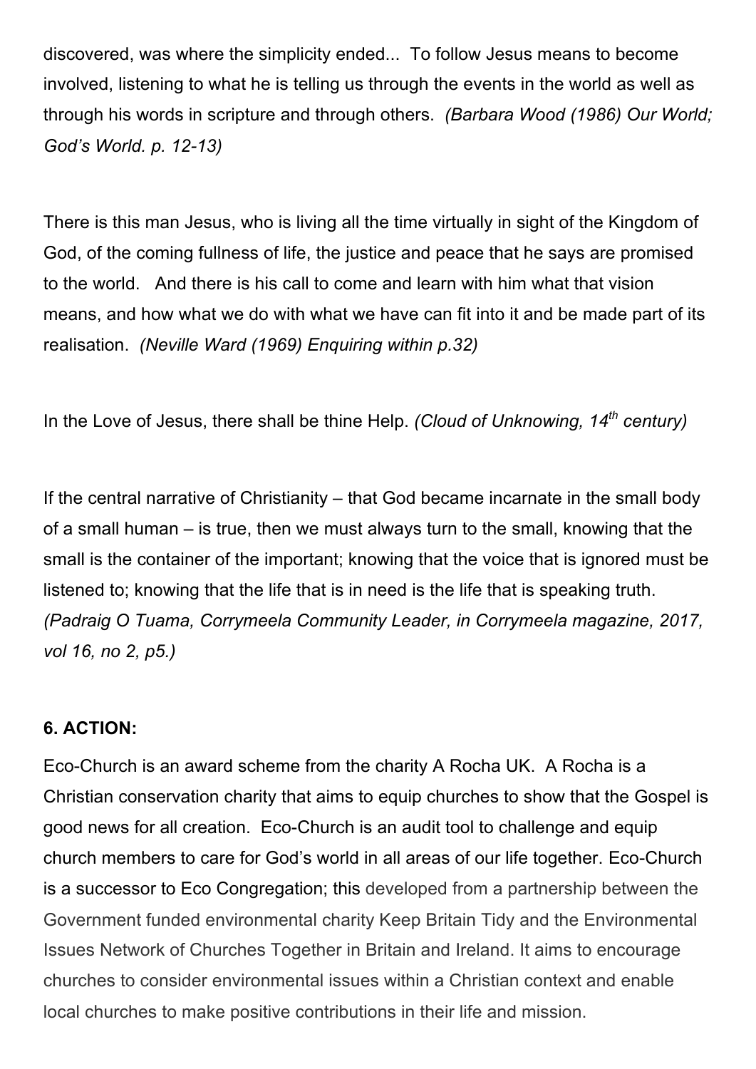discovered, was where the simplicity ended... To follow Jesus means to become involved, listening to what he is telling us through the events in the world as well as through his words in scripture and through others. *(Barbara Wood (1986) Our World; God's World. p. 12-13)*

There is this man Jesus, who is living all the time virtually in sight of the Kingdom of God, of the coming fullness of life, the justice and peace that he says are promised to the world. And there is his call to come and learn with him what that vision means, and how what we do with what we have can fit into it and be made part of its realisation. *(Neville Ward (1969) Enquiring within p.32)*

In the Love of Jesus, there shall be thine Help. *(Cloud of Unknowing, 14th century)*

If the central narrative of Christianity – that God became incarnate in the small body of a small human – is true, then we must always turn to the small, knowing that the small is the container of the important; knowing that the voice that is ignored must be listened to; knowing that the life that is in need is the life that is speaking truth. *(Padraig O Tuama, Corrymeela Community Leader, in Corrymeela magazine, 2017, vol 16, no 2, p5.)*

**6. ACTION:**

Eco-Church is an award scheme from the charity A Rocha UK. A Rocha is a Christian conservation charity that aims to equip churches to show that the Gospel is good news for all creation. Eco-Church is an audit tool to challenge and equip church members to care for God's world in all areas of our life together. Eco-Church is a successor to Eco Congregation; this developed from a partnership between the Government funded environmental charity Keep Britain Tidy and the Environmental Issues Network of Churches Together in Britain and Ireland. It aims to encourage churches to consider environmental issues within a Christian context and enable local churches to make positive contributions in their life and mission.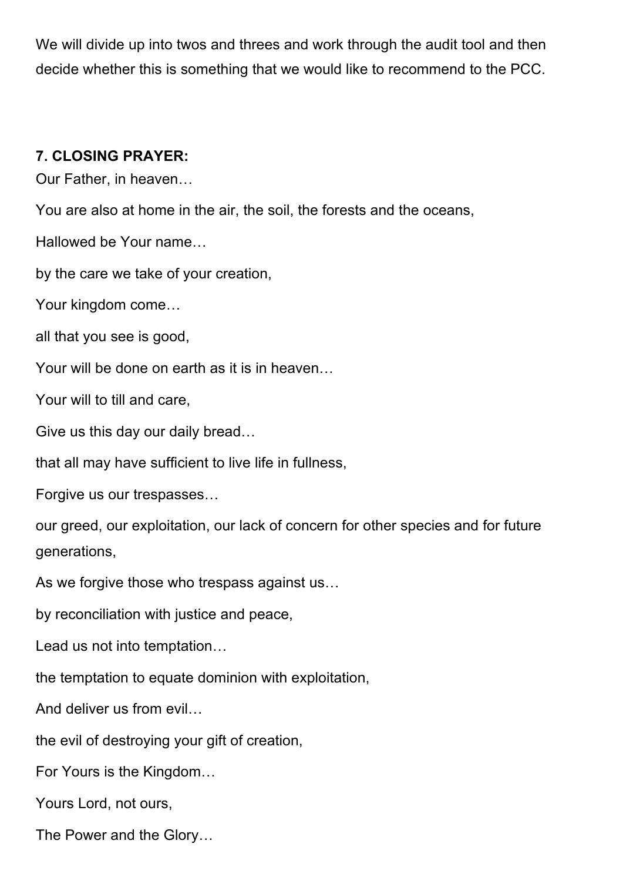We will divide up into twos and threes and work through the audit tool and then decide whether this is something that we would like to recommend to the PCC.

**7. CLOSING PRAYER:**

Our Father, in heaven…

You are also at home in the air, the soil, the forests and the oceans,

Hallowed be Your name…

by the care we take of your creation,

Your kingdom come…

all that you see is good,

Your will be done on earth as it is in heaven…

Your will to till and care,

Give us this day our daily bread…

that all may have sufficient to live life in fullness,

Forgive us our trespasses…

our greed, our exploitation, our lack of concern for other species and for future generations,

As we forgive those who trespass against us…

by reconciliation with justice and peace,

Lead us not into temptation…

the temptation to equate dominion with exploitation,

And deliver us from evil…

the evil of destroying your gift of creation,

For Yours is the Kingdom…

Yours Lord, not ours,

The Power and the Glory…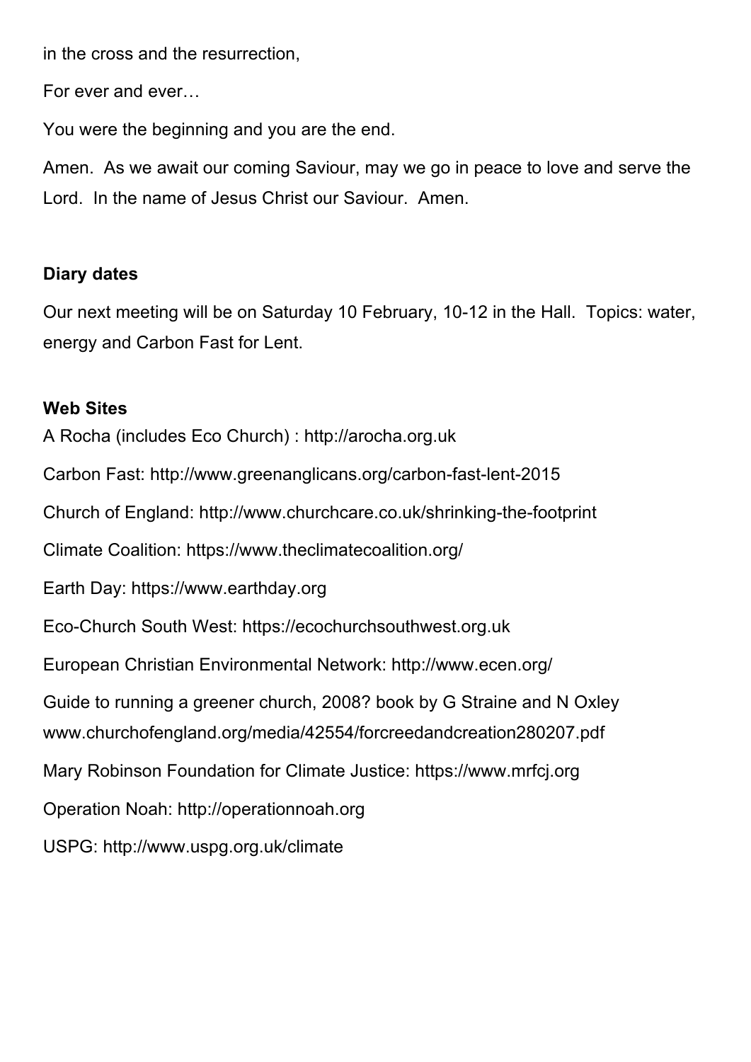in the cross and the resurrection,

For ever and ever…

You were the beginning and you are the end.

Amen. As we await our coming Saviour, may we go in peace to love and serve the Lord. In the name of Jesus Christ our Saviour. Amen.

**Diary dates**

Our next meeting will be on Saturday 10 February, 10-12 in the Hall. Topics: water, energy and Carbon Fast for Lent.

**Web Sites**

A Rocha (includes Eco Church) : http://arocha.org.uk

Carbon Fast: http://www.greenanglicans.org/carbon-fast-lent-2015

Church of England: http://www.churchcare.co.uk/shrinking-the-footprint

Climate Coalition: https://www.theclimatecoalition.org/

Earth Day: https://www.earthday.org

Eco-Church South West: https://ecochurchsouthwest.org.uk

European Christian Environmental Network: http://www.ecen.org/

Guide to running a greener church, 2008? book by G Straine and N Oxley www.churchofengland.org/media/42554/forcreedandcreation280207.pdf

Mary Robinson Foundation for Climate Justice: https://www.mrfcj.org

Operation Noah: http://operationnoah.org

USPG: http://www.uspg.org.uk/climate